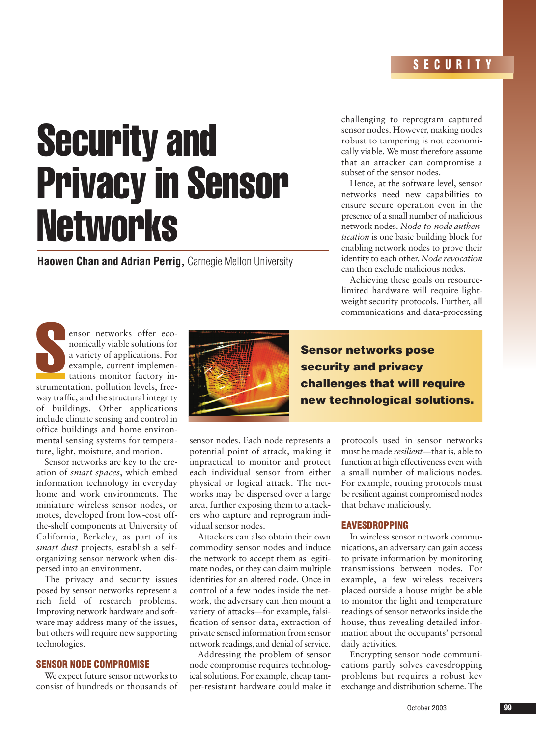# Security and Privacy in Sensor Networks

**Haowen Chan and Adrian Perrig**, Carnegie Mellon University

**Sensor networks pose security and privacy challenges that will require new technological solutions.**

Sensor networks offer economically viable solutions for a variety of applications. For example, current implementations monitor factory instrumentation, pollution levels, freeway traffic, and the structural integrity of buildings. Other applications include climate sensing and control in office buildings and home environmental sensing systems for temperature, light, moisture, and motion.

Sensor networks are key to the creation of *smart spaces*, which embed information technology in everyday home and work environments. The miniature wireless sensor nodes, or motes, developed from low-cost off-the-shelf components at University of California, Berkeley, as part of its *smart dust* projects, establish a self-organizing sensor network when dispersed into an environment.

The privacy and security issues posed by sensor networks represent a rich field of research problems. Improving network hardware and software may address many of the issues, but others will require new supporting technologies.

## SENSOR NODE COMPROMISE

We expect future sensor networks to consist of hundreds or thousands of sensor nodes. Each node represents a potential point of attack, making it impractical to monitor and protect each individual sensor from either physical or logical attack. The networks may be dispersed over a large area, further exposing them to attackers who capture and reprogram individual sensor nodes.

Attackers can also obtain their own commodity sensor nodes and induce the network to accept them as legitimate nodes, or they can claim multiple identities for an altered node. Once in control of a few nodes inside the network, the adversary can then mount a variety of attacks—for example, falsification of sensor data, extraction of private sensed information from sensor network readings, and denial of service.

Addressing the problem of sensor node compromise requires technological solutions. For example, cheap tamper-resistant hardware could make it challenging to reprogram captured sensor nodes. However, making nodes robust to tampering is not economically viable. We must therefore assume that an attacker can compromise a subset of the sensor nodes.

Hence, at the software level, sensor networks need new capabilities to ensure secure operation even in the presence of a small number of malicious network nodes. *Node-to-node authentication* is one basic building block for enabling network nodes to prove their identity to each other. *Node revocation* can then exclude malicious nodes.

Achieving these goals on resource-limited hardware will require lightweight security protocols. Further, all communications and data-processing protocols used in sensor networks must be made *resilient*—that is, able to function at high effectiveness even with a small number of malicious nodes. For example, routing protocols must be resilient against compromised nodes that behave maliciously.

## EAVESDROPPING

In wireless sensor network communications, an adversary can gain access to private information by monitoring transmissions between nodes. For example, a few wireless receivers placed outside a house might be able to monitor the light and temperature readings of sensor networks inside the house, thus revealing detailed information about the occupants' personal daily activities.

Encrypting sensor node communications partly solves eavesdropping problems but requires a robust key exchange and distribution scheme. The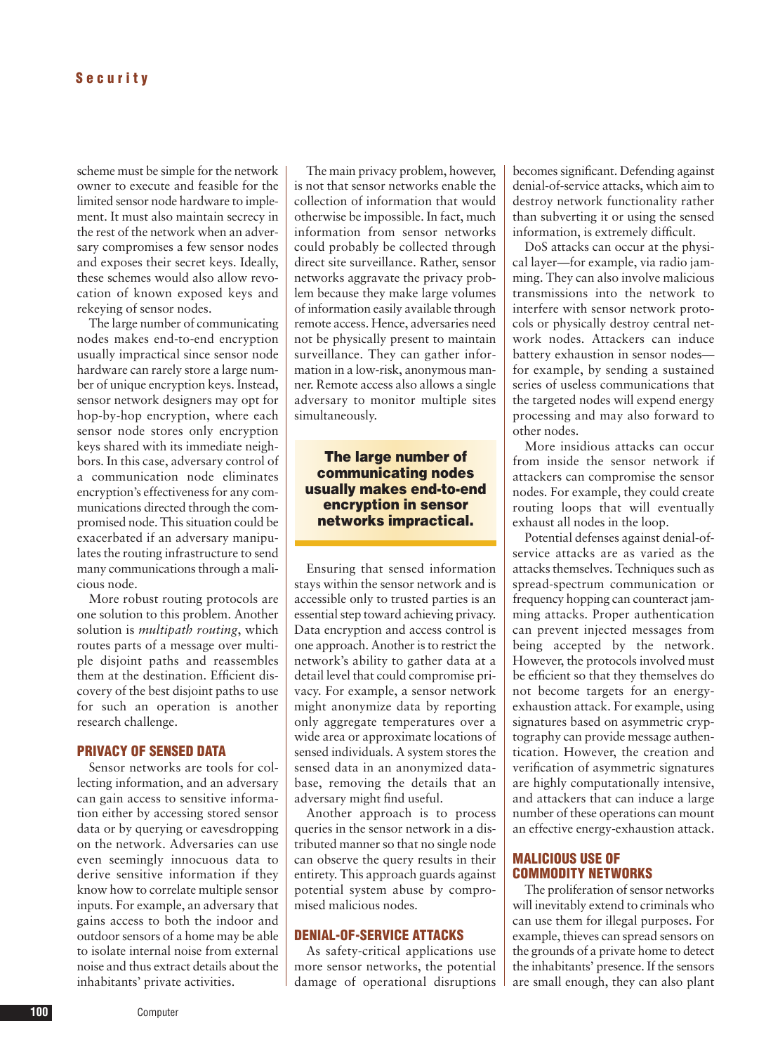scheme must be simple for the network owner to execute and feasible for the limited sensor node hardware to implement. It must also maintain secrecy in the rest of the network when an adversary compromises a few sensor nodes and exposes their secret keys. Ideally, these schemes would also allow revocation of known exposed keys and rekeying of sensor nodes.

The large number of communicating nodes makes end-to-end encryption usually impractical since sensor node hardware can rarely store a large number of unique encryption keys. Instead, sensor network designers may opt for hop-by-hop encryption, where each sensor node stores only encryption keys shared with its immediate neighbors. In this case, adversary control of a communication node eliminates encryption's effectiveness for any communications directed through the compromised node. This situation could be exacerbated if an adversary manipulates the routing infrastructure to send many communications through a malicious node.

More robust routing protocols are one solution to this problem. Another solution is *multipath routing*, which routes parts of a message over multiple disjoint paths and reassembles them at the destination. Efficient discovery of the best disjoint paths to use for such an operation is another research challenge.

## PRIVACY OF SENSED DATA

Sensor networks are tools for collecting information, and an adversary can gain access to sensitive information either by accessing stored sensor data or by querying or eavesdropping on the network. Adversaries can use even seemingly innocuous data to derive sensitive information if they know how to correlate multiple sensor inputs. For example, an adversary that gains access to both the indoor and outdoor sensors of a home may be able to isolate internal noise from external noise and thus extract details about the inhabitants' private activities.

The main privacy problem, however, is not that sensor networks enable the collection of information that would otherwise be impossible. In fact, much information from sensor networks could probably be collected through direct site surveillance. Rather, sensor networks aggravate the privacy problem because they make large volumes of information easily available through remote access. Hence, adversaries need not be physically present to maintain surveillance. They can gather information in a low-risk, anonymous manner. Remote access also allows a single adversary to monitor multiple sites simultaneously.

**The large number of communicating nodes usually makes end-to-end encryption in sensor networks impractical.**

Ensuring that sensed information stays within the sensor network and is accessible only to trusted parties is an essential step toward achieving privacy. Data encryption and access control is one approach. Another is to restrict the network's ability to gather data at a detail level that could compromise privacy. For example, a sensor network might anonymize data by reporting only aggregate temperatures over a wide area or approximate locations of sensed individuals. A system stores the sensed data in an anonymized database, removing the details that an adversary might find useful.

Another approach is to process queries in the sensor network in a distributed manner so that no single node can observe the query results in their entirety. This approach guards against potential system abuse by compromised malicious nodes.

## DENIAL-OF-SERVICE ATTACKS

As safety-critical applications use more sensor networks, the potential damage of operational disruptions becomes significant. Defending against denial-of-service attacks, which aim to destroy network functionality rather than subverting it or using the sensed information, is extremely difficult.

DoS attacks can occur at the physical layer—for example, via radio jamming. They can also involve malicious transmissions into the network to interfere with sensor network protocols or physically destroy central network nodes. Attackers can induce battery exhaustion in sensor nodes—for example, by sending a sustained series of useless communications that the targeted nodes will expend energy processing and may also forward to other nodes.

More insidious attacks can occur from inside the sensor network if attackers can compromise the sensor nodes. For example, they could create routing loops that will eventually exhaust all nodes in the loop.

Potential defenses against denial-of-service attacks are as varied as the attacks themselves. Techniques such as spread-spectrum communication or frequency hopping can counteract jamming attacks. Proper authentication can prevent injected messages from being accepted by the network. However, the protocols involved must be efficient so that they themselves do not become targets for an energy-exhaustion attack. For example, using signatures based on asymmetric cryptography can provide message authentication. However, the creation and verification of asymmetric signatures are highly computationally intensive, and attackers that can induce a large number of these operations can mount an effective energy-exhaustion attack.

## MALICIOUS USE OF COMMODITY NETWORKS

The proliferation of sensor networks will inevitably extend to criminals who can use them for illegal purposes. For example, thieves can spread sensors on the grounds of a private home to detect the inhabitants' presence. If the sensors are small enough, they can also plant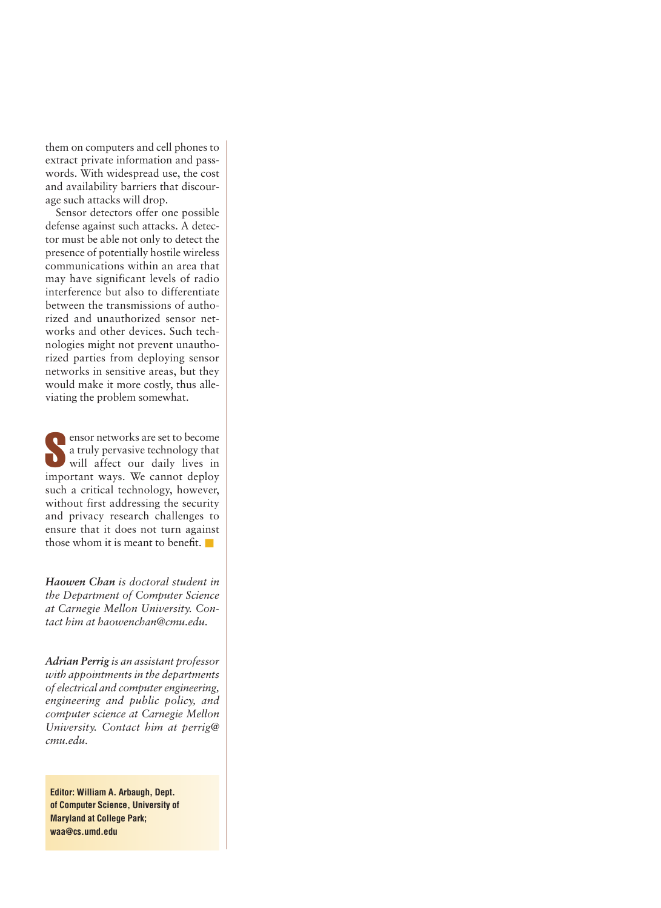them on computers and cell phones to extract private information and passwords. With widespread use, the cost and availability barriers that discourage such attacks will drop.

Sensor detectors offer one possible defense against such attacks. A detector must be able not only to detect the presence of potentially hostile wireless communications within an area that may have significant levels of radio interference but also to differentiate between the transmissions of authorized and unauthorized sensor networks and other devices. Such technologies might not prevent unauthorized parties from deploying sensor networks in sensitive areas, but they would make it more costly, thus alleviating the problem somewhat.

Sensor networks are set to become a truly pervasive technology that will affect our daily lives in important ways. We cannot deploy such a critical technology, however, without first addressing the security and privacy research challenges to ensure that it does not turn against those whom it is meant to benefit. ■

***Haowen Chan*** *is doctoral student in the Department of Computer Science at Carnegie Mellon University. Contact him at haowenchan@cmu.edu.*

***Adrian Perrig*** *is an assistant professor with appointments in the departments of electrical and computer engineering, engineering and public policy, and computer science at Carnegie Mellon University. Contact him at perrig@cmu.edu.*

**Editor: William A. Arbaugh, Dept. of Computer Science, University of Maryland at College Park; waa@cs.umd.edu**